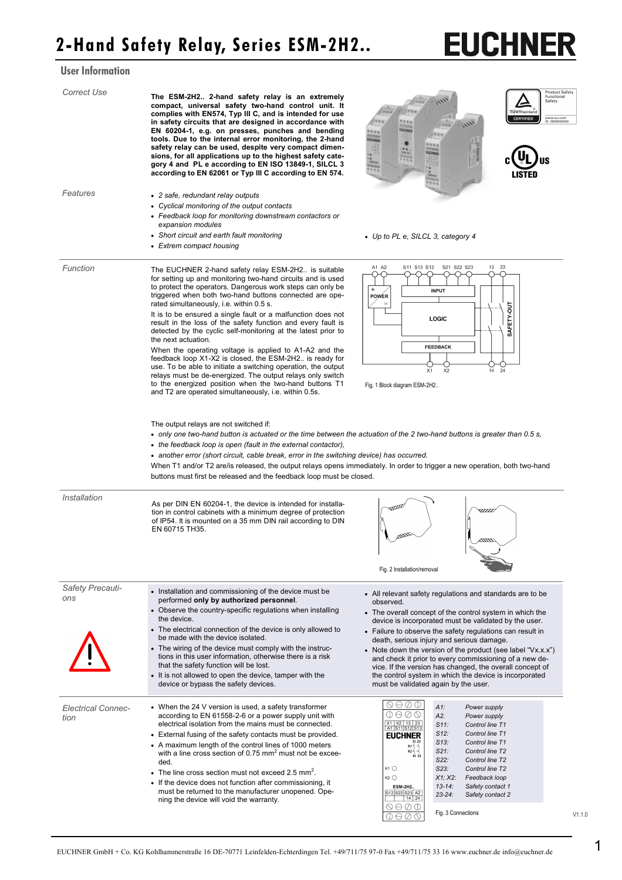# 2-Hand Safety Relay, Series ESM-2H2..

EUCHNER

## User Information

### Correct Use

**The ESM-2H2.. 2-hand safety relay is an extremely compact, universal safety two-hand control unit. It complies with EN574, Typ III C, and is intended for use in safety circuits that are designed in accordance with EN 60204-1, e.g. on presses, punches and bending tools. Due to the internal error monitoring, the 2-hand safety relay can be used, despite very compact dimensions, for all applications up to the highest safety category 4 and PL e according to EN ISO 13849-1, SILCL 3 according to EN 62061 or Typ III C according to EN 574.**

### Features

- *2 safe, redundant relay outputs*
- *Cyclical monitoring of the output contacts*
- *Feedback loop for monitoring downstream contactors or expansion modules*
- *Short circuit and earth fault monitoring*
- *Extrem compact housing*
- *Up to PL e, SILCL 3, category 4*

### Function

The EUCHNER 2-hand safety relay ESM-2H2.. is suitable for setting up and monitoring two-hand circuits and is used to protect the operators. Dangerous work steps can only be triggered when both two-hand buttons connected are operated simultaneously, i.e. within 0.5 s.

It is to be ensured a single fault or a malfunction does not result in the loss of the safety function and every fault is detected by the cyclic self-monitoring at the latest prior to the next actuation.

When the operating voltage is applied to A1-A2 and the feedback loop X1-X2 is closed, the ESM-2H2.. is ready for use. To be able to initiate a switching operation, the output relays must be de-energized. The output relays only switch to the energized position when the two-hand buttons T1 and T2 are operated simultaneously, i.e. within 0.5s.

Fig. 1 Block diagram ESM-2H2..

The output relays are not switched if:

- *only one two-hand button is actuated or the time between the actuation of the 2 two-hand buttons is greater than 0.5 s,*
- *the feedback loop is open (fault in the external contactor),*
- *another error (short circuit, cable break, error in the switching device) has occurred.*

When T1 and/or T2 are/is released, the output relays opens immediately. In order to trigger a new operation, both two-hand buttons must first be released and the feedback loop must be closed.

### Installation

As per DIN EN 60204-1, the device is intended for installation in control cabinets with a minimum degree of protection of IP54. It is mounted on a 35 mm DIN rail according to DIN EN 60715 TH35.

Fig. 2 Installation/removal

### Safety Precautions

- Installation and commissioning of the device must be performed **only by authorized personnel**.
- Observe the country-specific regulations when installing the device.
- The electrical connection of the device is only allowed to be made with the device isolated.
- The wiring of the device must comply with the instructions in this user information, otherwise there is a risk that the safety function will be lost.
- It is not allowed to open the device, tamper with the device or bypass the safety devices.
- All relevant safety regulations and standards are to be observed.
- The overall concept of the control system in which the device is incorporated must be validated by the user.
- Failure to observe the safety regulations can result in death, serious injury and serious damage.
- Note down the version of the product (see label "Vx.x.x") and check it prior to every commissioning of a new device. If the version has changed, the overall concept of the control system in which the device is incorporated must be validated again by the user.

### Electrical Connection

- When the 24 V version is used, a safety transformer according to EN 61558-2-6 or a power supply unit with electrical isolation from the mains must be connected.
- External fusing of the safety contacts must be provided.
- A maximum length of the control lines of 1000 meters with a line cross section of 0.75 mm$^2$ must not be exceeded.
- The line cross section must not exceed 2.5 mm$^2$.
- If the device does not function after commissioning, it must be returned to the manufacturer unopened. Opening the device will void the warranty.

| | |
|---|---|
| *A1:* | *Power supply* |
| *A2.* | *Power supply* |
| *S11:* | *Control line T1* |
| *S12:* | *Control line T1* |
| *S13:* | *Control line T1* |
| *S21:* | *Control line T2* |
| *S22:* | *Control line T2* |
| *S23:* | *Control line T2* |
| *X1; X2:* | *Feedback loop* |
| *13-14:* | *Safety contact 1* |
| *23-24:* | *Safety contact 2* |

Fig. 3 Connections

V1.1.0

EUCHNER GmbH + Co. KG Kohlhammerstraße 16 DE-70771 Leinfelden-Echterdingen Tel. +49/711/75 97-0 Fax +49/711/75 33 16 www.euchner.de info@euchner.de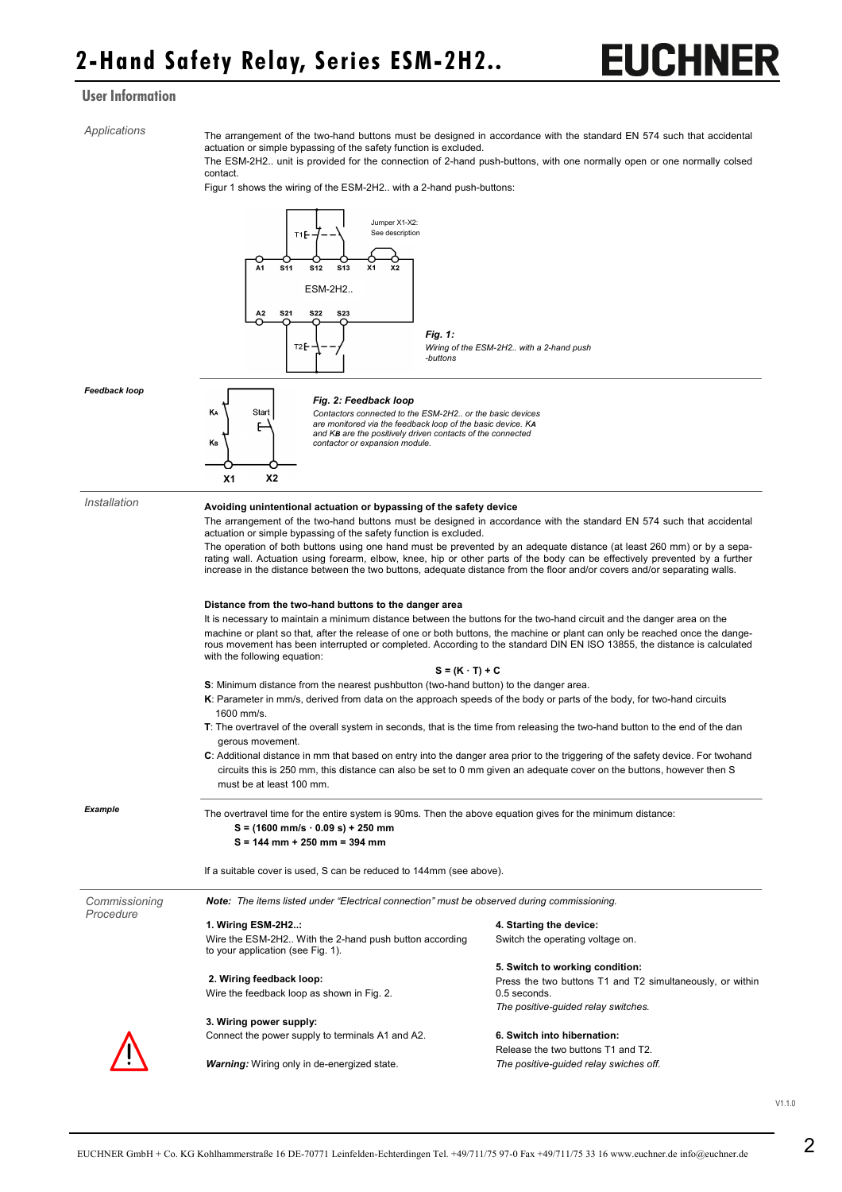## User Information

*Applications*

The arrangement of the two-hand buttons must be designed in accordance with the standard EN 574 such that accidental actuation or simple bypassing of the safety function is excluded.

The ESM-2H2.. unit is provided for the connection of 2-hand push-buttons, with one normally open or one normally colsed contact.

Figur 1 shows the wiring of the ESM-2H2.. with a 2-hand push-buttons:

*Fig. 1:*
*Wiring of the ESM-2H2.. with a 2-hand push -buttons*

***Feedback loop***

***Fig. 2: Feedback loop***
*Contactors connected to the ESM-2H2.. or the basic devices are monitored via the feedback loop of the basic device. **KA** and **KB** are the positively driven contacts of the connected contactor or expansion module.*

*Installation*

**Avoiding unintentional actuation or bypassing of the safety device**

The arrangement of the two-hand buttons must be designed in accordance with the standard EN 574 such that accidental actuation or simple bypassing of the safety function is excluded.

The operation of both buttons using one hand must be prevented by an adequate distance (at least 260 mm) or by a separating wall. Actuation using forearm, elbow, knee, hip or other parts of the body can be effectively prevented by a further increase in the distance between the two buttons, adequate distance from the floor and/or covers and/or separating walls.

**Distance from the two-hand buttons to the danger area**

It is necessary to maintain a minimum distance between the buttons for the two-hand circuit and the danger area on the machine or plant so that, after the release of one or both buttons, the machine or plant can only be reached once the dangerous movement has been interrupted or completed. According to the standard DIN EN ISO 13855, the distance is calculated with the following equation:

$$S = (K \cdot T) + C$$

**S**: Minimum distance from the nearest pushbutton (two-hand button) to the danger area.

**K**: Parameter in mm/s, derived from data on the approach speeds of the body or parts of the body, for two-hand circuits 1600 mm/s.

**T**: The overtravel of the overall system in seconds, that is the time from releasing the two-hand button to the end of the dangerous movement.

**C**: Additional distance in mm that based on entry into the danger area prior to the triggering of the safety device. For twohand circuits this is 250 mm, this distance can also be set to 0 mm given an adequate cover on the buttons, however then S must be at least 100 mm.

***Example***

The overtravel time for the entire system is 90ms. Then the above equation gives for the minimum distance:

**S = (1600 mm/s · 0.09 s) + 250 mm**
**S = 144 mm + 250 mm = 394 mm**

If a suitable cover is used, S can be reduced to 144mm (see above).

*Commissioning Procedure*

***Note:*** *The items listed under "Electrical connection" must be observed during commissioning.*

**1. Wiring ESM-2H2..:**
Wire the ESM-2H2.. With the 2-hand push button according to your application (see Fig. 1).

**2. Wiring feedback loop:**
Wire the feedback loop as shown in Fig. 2.

**3. Wiring power supply:**
Connect the power supply to terminals A1 and A2.

***Warning:*** Wiring only in de-energized state.

**4. Starting the device:**
Switch the operating voltage on.

**5. Switch to working condition:**
Press the two buttons T1 and T2 simultaneously, or within 0.5 seconds.
*The positive-guided relay switches.*

**6. Switch into hibernation:**
Release the two buttons T1 and T2.
*The positive-guided relay swiches off.*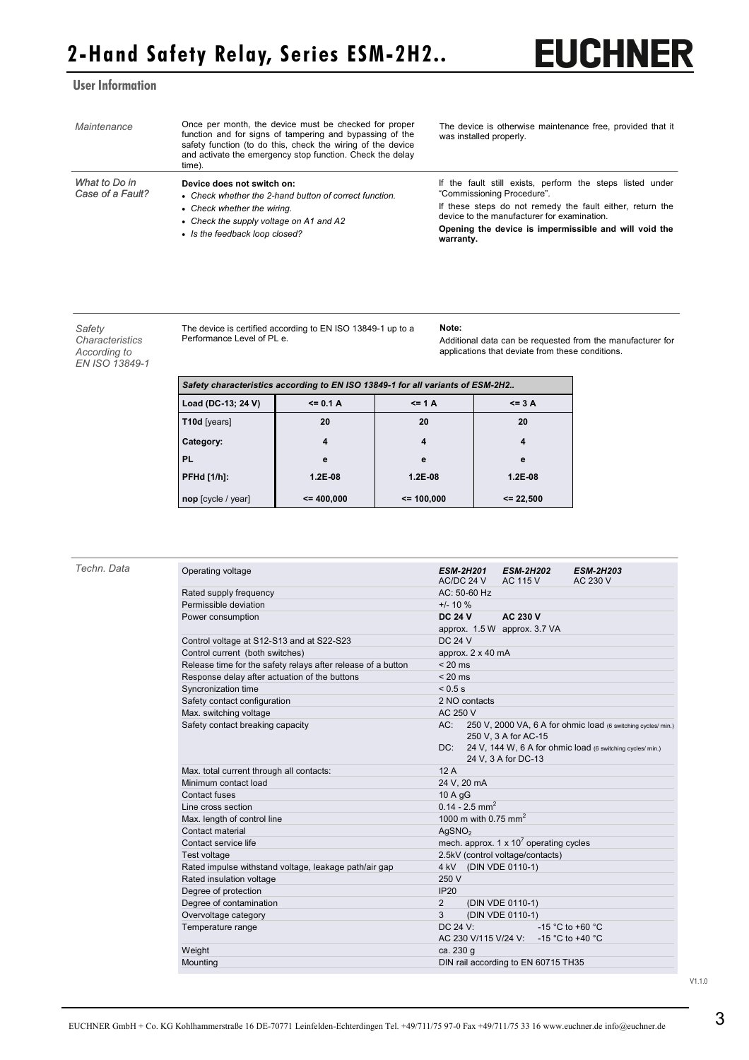## User Information

*Maintenance*

Once per month, the device must be checked for proper function and for signs of tampering and bypassing of the safety function (to do this, check the wiring of the device and activate the emergency stop function. Check the delay time).

The device is otherwise maintenance free, provided that it was installed properly.

*What to Do in Case of a Fault?*

**Device does not switch on:**

- *Check whether the 2-hand button of correct function.*
- *Check whether the wiring.*
- *Check the supply voltage on A1 and A2*
- *Is the feedback loop closed?*

If the fault still exists, perform the steps listed under "Commissioning Procedure".

If these steps do not remedy the fault either, return the device to the manufacturer for examination.

**Opening the device is impermissible and will void the warranty.**

*Safety Characteristics According to EN ISO 13849-1*

The device is certified according to EN ISO 13849-1 up to a Performance Level of PL e.

**Note:**

Additional data can be requested from the manufacturer for applications that deviate from these conditions.

| *Safety characteristics according to EN ISO 13849-1 for all variants of ESM-2H2..* | | | |
|---|---|---|---|
| **Load (DC-13; 24 V)** | **<= 0.1 A** | **<= 1 A** | **<= 3 A** |
| **T10d** [years] | **20** | **20** | **20** |
| **Category:** | **4** | **4** | **4** |
| **PL** | **e** | **e** | **e** |
| **PFHd [1/h]:** | **1.2E-08** | **1.2E-08** | **1.2E-08** |
| **nop** [cycle / year] | **<= 400,000** | **<= 100,000** | **<= 22,500** |

*Techn. Data*

| Parameter | Value |
|---|---|
| Operating voltage | ***ESM-2H201*** AC/DC 24 V &nbsp; ***ESM-2H202*** AC 115 V &nbsp; ***ESM-2H203*** AC 230 V |
| Rated supply frequency | AC: 50-60 Hz |
| Permissible deviation | +/- 10 % |
| Power consumption | **DC 24 V** approx. 1.5 W &nbsp; **AC 230 V** approx. 3.7 VA |
| Control voltage at S12-S13 and at S22-S23 | DC 24 V |
| Control current (both switches) | approx. 2 x 40 mA |
| Release time for the safety relays after release of a button | < 20 ms |
| Response delay after actuation of the buttons | < 20 ms |
| Syncronization time | < 0.5 s |
| Safety contact configuration | 2 NO contacts |
| Max. switching voltage | AC 250 V |
| Safety contact breaking capacity | AC: 250 V, 2000 VA, 6 A for ohmic load (6 switching cycles/ min.) 250 V, 3 A for AC-15<br>DC: 24 V, 144 W, 6 A for ohmic load (6 switching cycles/ min.) 24 V, 3 A for DC-13 |
| Max. total current through all contacts: | 12 A |
| Minimum contact load | 24 V, 20 mA |
| Contact fuses | 10 A gG |
| Line cross section | 0.14 - 2.5 mm$^2$ |
| Max. length of control line | 1000 m with 0.75 mm$^2$ |
| Contact material | $AgSNO_2$ |
| Contact service life | mech. approx. 1 x $10^7$ operating cycles |
| Test voltage | 2.5kV (control voltage/contacts) |
| Rated impulse withstand voltage, leakage path/air gap | 4 kV (DIN VDE 0110-1) |
| Rated insulation voltage | 250 V |
| Degree of protection | IP20 |
| Degree of contamination | 2 (DIN VDE 0110-1) |
| Overvoltage category | 3 (DIN VDE 0110-1) |
| Temperature range | DC 24 V: -15 °C to +60 °C<br>AC 230 V/115 V/24 V: -15 °C to +40 °C |
| Weight | ca. 230 g |
| Mounting | DIN rail according to EN 60715 TH35 |

V1.1.0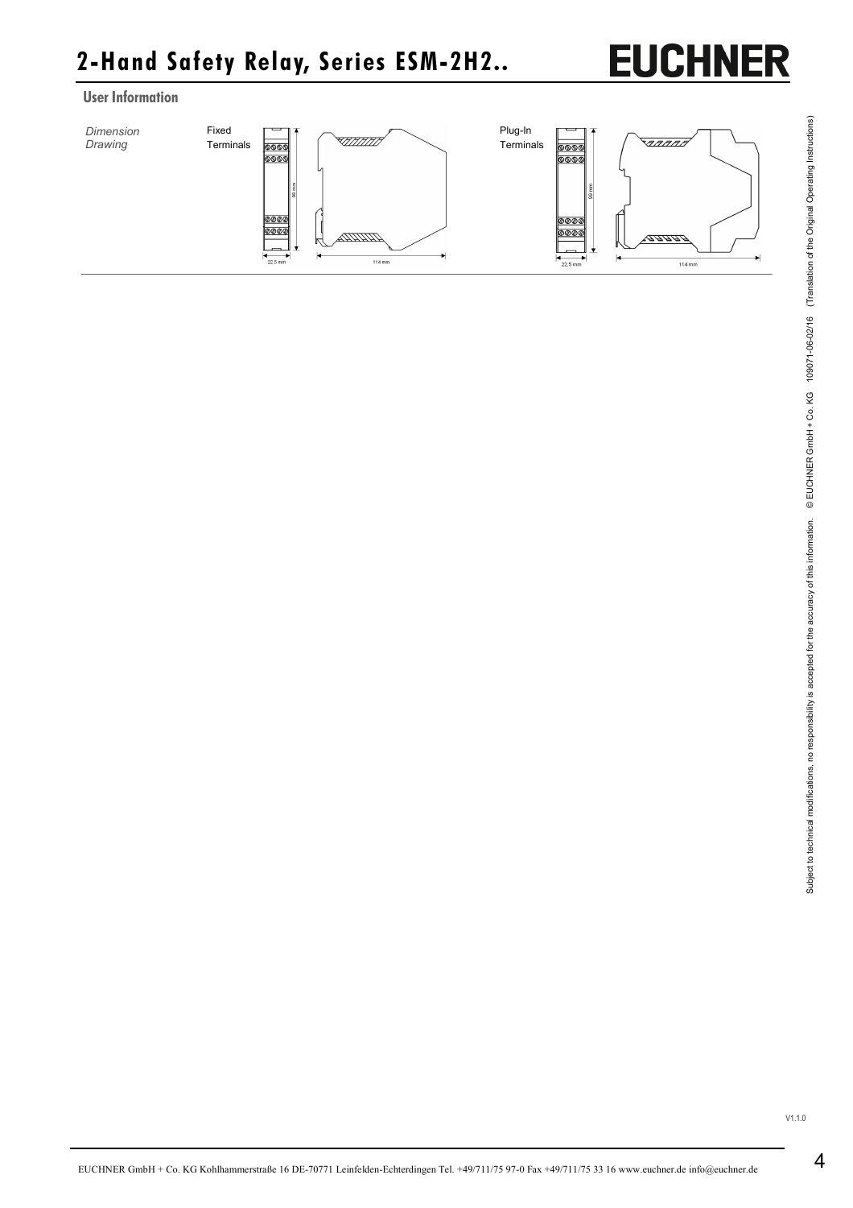## User Information

*Dimension Drawing*

Fixed Terminals

99 mm

22,5 mm

114 mm

Plug-In Terminals

99 mm

22,5 mm

114 mm